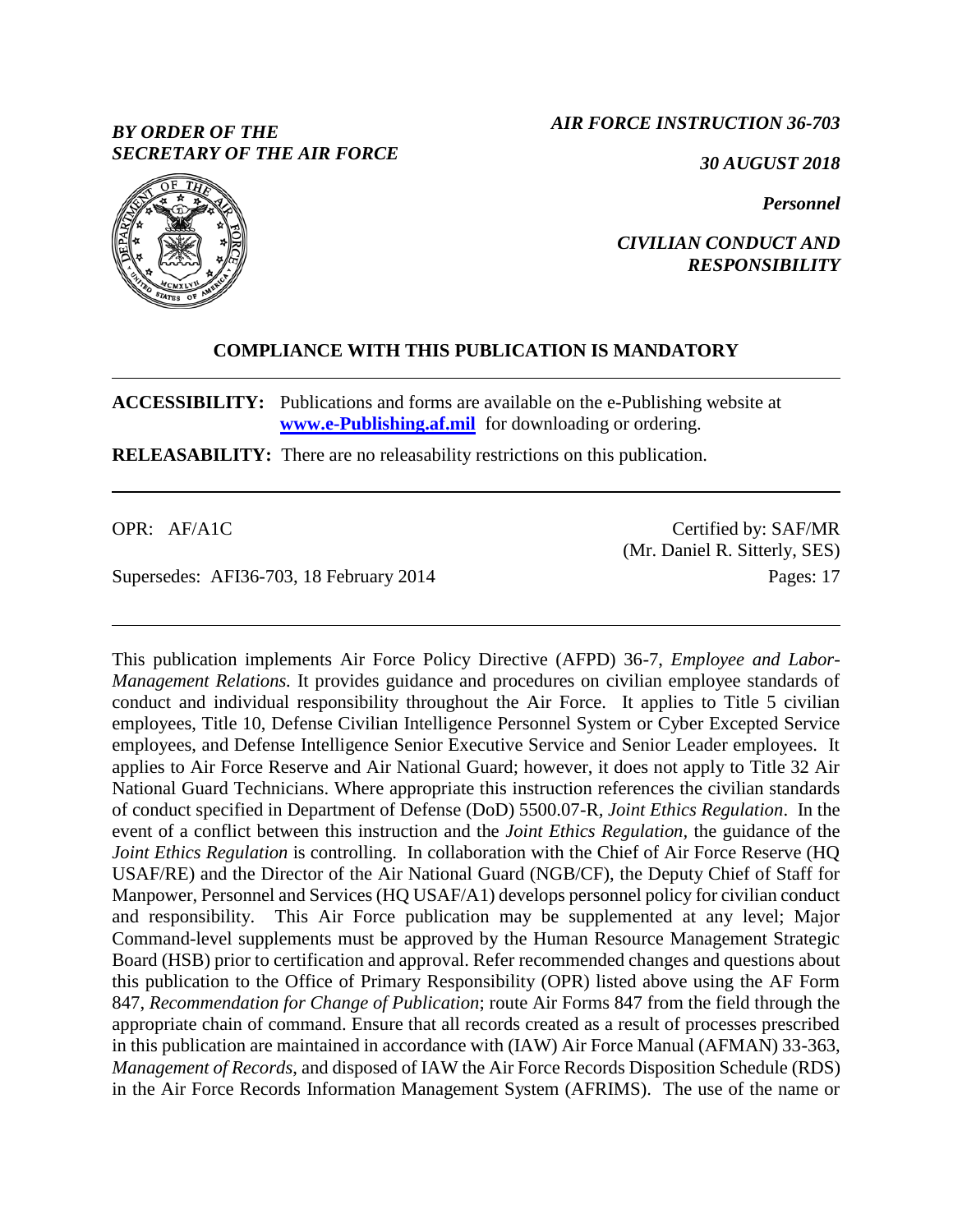*BY ORDER OF THE SECRETARY OF THE AIR FORCE*

*AIR FORCE INSTRUCTION 36-703*

*30 AUGUST 2018*

*Personnel*

*CIVILIAN CONDUCT AND RESPONSIBILITY*

**COMPLIANCE WITH THIS PUBLICATION IS MANDATORY**

**ACCESSIBILITY:** Publications and forms are available on the e-Publishing website at **www.e-Publishing.af.mil** for downloading or ordering.

**RELEASABILITY:** There are no releasability restrictions on this publication.

OPR: AF/A1C

Certified by: SAF/MR (Mr. Daniel R. Sitterly, SES)

Supersedes: AFI36-703, 18 February 2014

Pages: 17

This publication implements Air Force Policy Directive (AFPD) 36-7, *Employee and Labor-Management Relations.* It provides guidance and procedures on civilian employee standards of conduct and individual responsibility throughout the Air Force. It applies to Title 5 civilian employees, Title 10, Defense Civilian Intelligence Personnel System or Cyber Excepted Service employees, and Defense Intelligence Senior Executive Service and Senior Leader employees. It applies to Air Force Reserve and Air National Guard; however, it does not apply to Title 32 Air National Guard Technicians. Where appropriate this instruction references the civilian standards of conduct specified in Department of Defense (DoD) 5500.07-R, *Joint Ethics Regulation*. In the event of a conflict between this instruction and the *Joint Ethics Regulation,* the guidance of the *Joint Ethics Regulation* is controlling. In collaboration with the Chief of Air Force Reserve (HQ USAF/RE) and the Director of the Air National Guard (NGB/CF), the Deputy Chief of Staff for Manpower, Personnel and Services (HQ USAF/A1) develops personnel policy for civilian conduct and responsibility. This Air Force publication may be supplemented at any level; Major Command-level supplements must be approved by the Human Resource Management Strategic Board (HSB) prior to certification and approval. Refer recommended changes and questions about this publication to the Office of Primary Responsibility (OPR) listed above using the AF Form 847, *Recommendation for Change of Publication*; route Air Forms 847 from the field through the appropriate chain of command. Ensure that all records created as a result of processes prescribed in this publication are maintained in accordance with (IAW) Air Force Manual (AFMAN) 33-363, *Management of Records*, and disposed of IAW the Air Force Records Disposition Schedule (RDS) in the Air Force Records Information Management System (AFRIMS). The use of the name or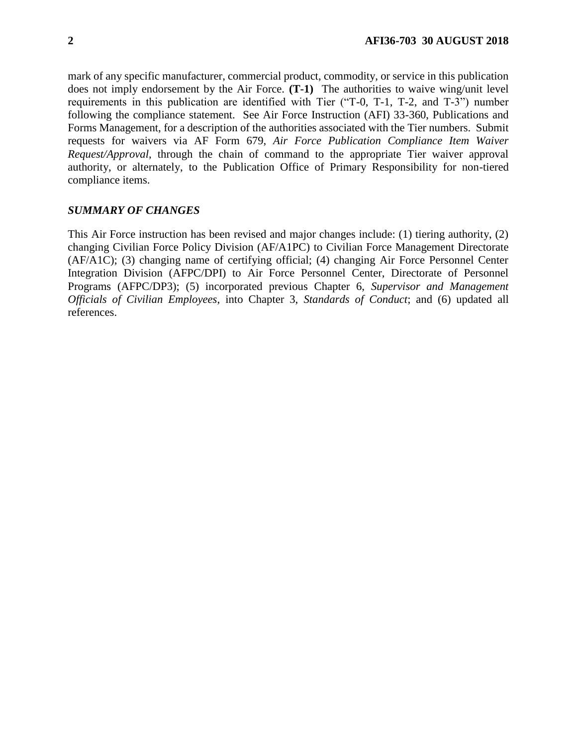mark of any specific manufacturer, commercial product, commodity, or service in this publication does not imply endorsement by the Air Force. **(T-1)** The authorities to waive wing/unit level requirements in this publication are identified with Tier ("T-0, T-1, T-2, and T-3") number following the compliance statement. See Air Force Instruction (AFI) 33-360, Publications and Forms Management, for a description of the authorities associated with the Tier numbers. Submit requests for waivers via AF Form 679, *Air Force Publication Compliance Item Waiver Request/Approval*, through the chain of command to the appropriate Tier waiver approval authority, or alternately, to the Publication Office of Primary Responsibility for non-tiered compliance items.

## *SUMMARY OF CHANGES*

This Air Force instruction has been revised and major changes include: (1) tiering authority, (2) changing Civilian Force Policy Division (AF/A1PC) to Civilian Force Management Directorate (AF/A1C); (3) changing name of certifying official; (4) changing Air Force Personnel Center Integration Division (AFPC/DPI) to Air Force Personnel Center, Directorate of Personnel Programs (AFPC/DP3); (5) incorporated previous Chapter 6, *Supervisor and Management Officials of Civilian Employees*, into Chapter 3, *Standards of Conduct*; and (6) updated all references.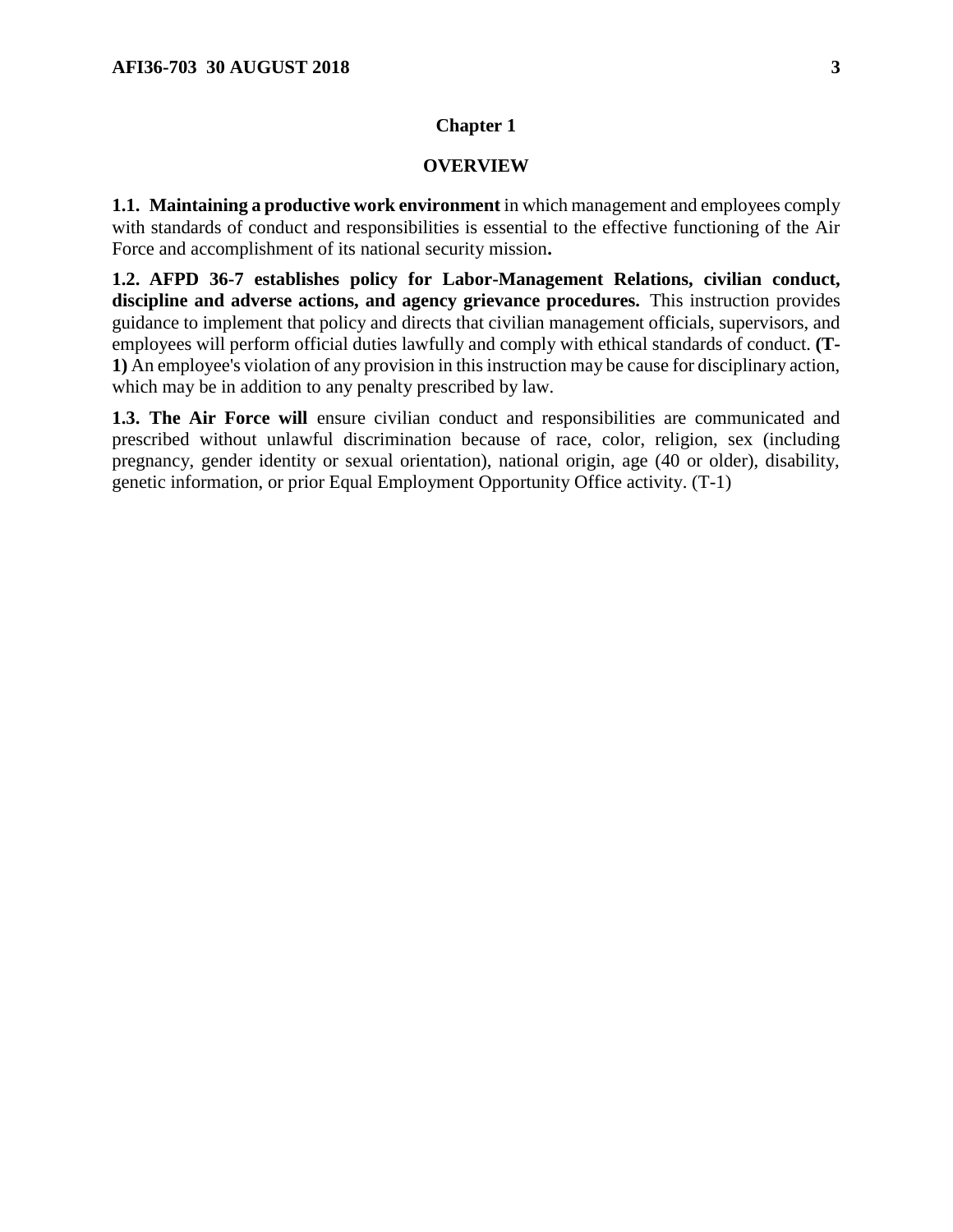# Chapter 1

## OVERVIEW

**1.1. Maintaining a productive work environment** in which management and employees comply with standards of conduct and responsibilities is essential to the effective functioning of the Air Force and accomplishment of its national security mission**.**

**1.2. AFPD 36-7 establishes policy for Labor-Management Relations, civilian conduct, discipline and adverse actions, and agency grievance procedures.** This instruction provides guidance to implement that policy and directs that civilian management officials, supervisors, and employees will perform official duties lawfully and comply with ethical standards of conduct. **(T-1)** An employee's violation of any provision in this instruction may be cause for disciplinary action, which may be in addition to any penalty prescribed by law.

**1.3. The Air Force will** ensure civilian conduct and responsibilities are communicated and prescribed without unlawful discrimination because of race, color, religion, sex (including pregnancy, gender identity or sexual orientation), national origin, age (40 or older), disability, genetic information, or prior Equal Employment Opportunity Office activity. (T-1)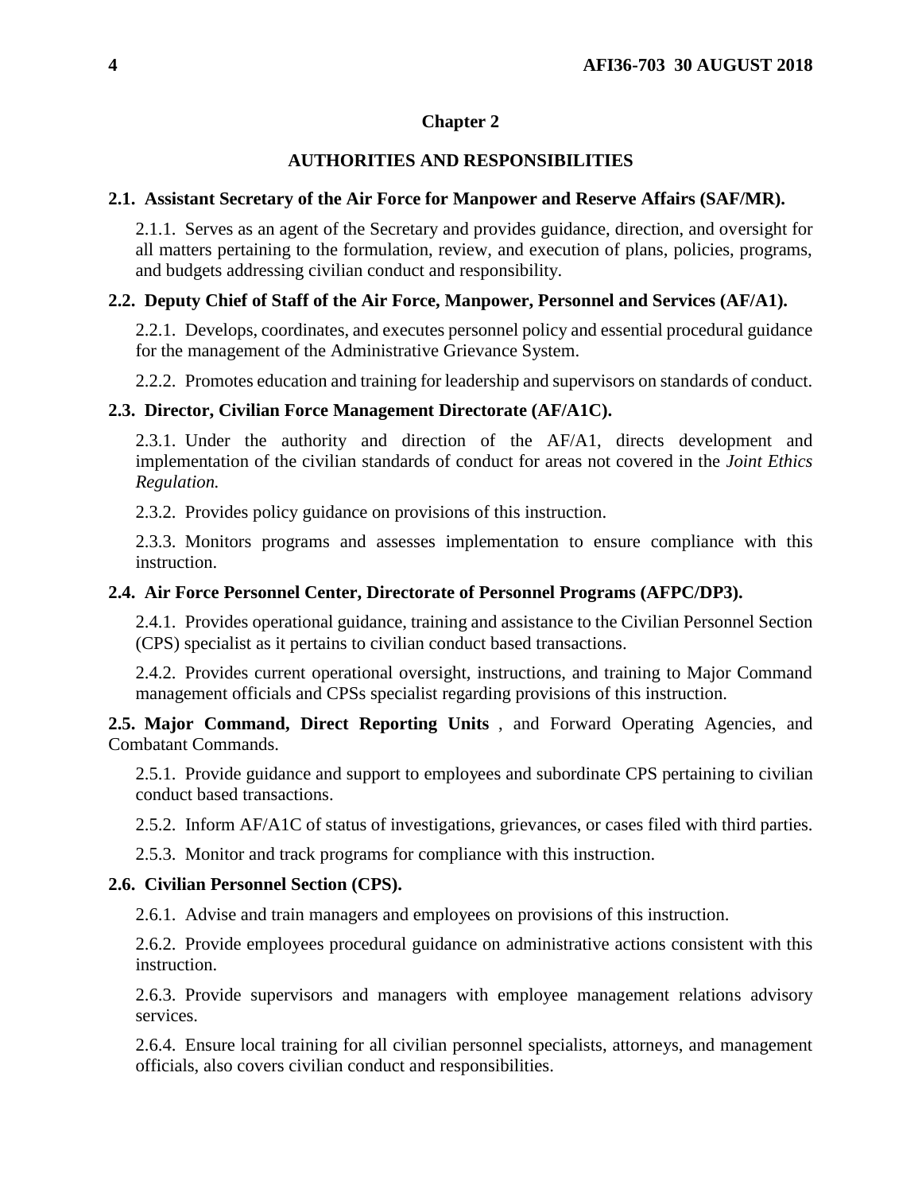# Chapter 2

## AUTHORITIES AND RESPONSIBILITIES

**2.1. Assistant Secretary of the Air Force for Manpower and Reserve Affairs (SAF/MR).**

2.1.1. Serves as an agent of the Secretary and provides guidance, direction, and oversight for all matters pertaining to the formulation, review, and execution of plans, policies, programs, and budgets addressing civilian conduct and responsibility.

**2.2. Deputy Chief of Staff of the Air Force, Manpower, Personnel and Services (AF/A1).**

2.2.1. Develops, coordinates, and executes personnel policy and essential procedural guidance for the management of the Administrative Grievance System.

2.2.2. Promotes education and training for leadership and supervisors on standards of conduct.

**2.3. Director, Civilian Force Management Directorate (AF/A1C).**

2.3.1. Under the authority and direction of the AF/A1, directs development and implementation of the civilian standards of conduct for areas not covered in the *Joint Ethics Regulation.*

2.3.2. Provides policy guidance on provisions of this instruction.

2.3.3. Monitors programs and assesses implementation to ensure compliance with this instruction.

**2.4. Air Force Personnel Center, Directorate of Personnel Programs (AFPC/DP3).**

2.4.1. Provides operational guidance, training and assistance to the Civilian Personnel Section (CPS) specialist as it pertains to civilian conduct based transactions.

2.4.2. Provides current operational oversight, instructions, and training to Major Command management officials and CPSs specialist regarding provisions of this instruction.

**2.5. Major Command, Direct Reporting Units** , and Forward Operating Agencies, and Combatant Commands.

2.5.1. Provide guidance and support to employees and subordinate CPS pertaining to civilian conduct based transactions.

2.5.2. Inform AF/A1C of status of investigations, grievances, or cases filed with third parties.

2.5.3. Monitor and track programs for compliance with this instruction.

**2.6. Civilian Personnel Section (CPS).**

2.6.1. Advise and train managers and employees on provisions of this instruction.

2.6.2. Provide employees procedural guidance on administrative actions consistent with this instruction.

2.6.3. Provide supervisors and managers with employee management relations advisory services.

2.6.4. Ensure local training for all civilian personnel specialists, attorneys, and management officials, also covers civilian conduct and responsibilities.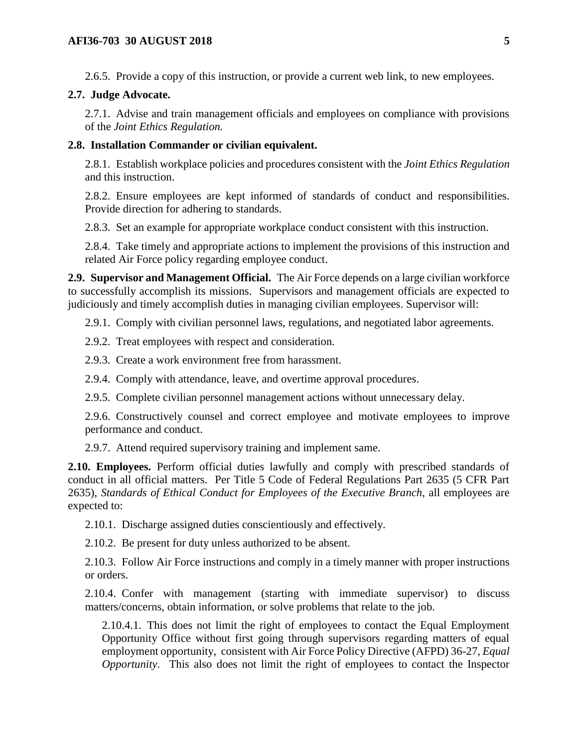2.6.5. Provide a copy of this instruction, or provide a current web link, to new employees.

**2.7. Judge Advocate.**

2.7.1. Advise and train management officials and employees on compliance with provisions of the *Joint Ethics Regulation.*

**2.8. Installation Commander or civilian equivalent.**

2.8.1. Establish workplace policies and procedures consistent with the *Joint Ethics Regulation* and this instruction.

2.8.2. Ensure employees are kept informed of standards of conduct and responsibilities. Provide direction for adhering to standards.

2.8.3. Set an example for appropriate workplace conduct consistent with this instruction.

2.8.4. Take timely and appropriate actions to implement the provisions of this instruction and related Air Force policy regarding employee conduct.

**2.9. Supervisor and Management Official.** The Air Force depends on a large civilian workforce to successfully accomplish its missions. Supervisors and management officials are expected to judiciously and timely accomplish duties in managing civilian employees. Supervisor will:

2.9.1. Comply with civilian personnel laws, regulations, and negotiated labor agreements.

2.9.2. Treat employees with respect and consideration.

2.9.3. Create a work environment free from harassment.

2.9.4. Comply with attendance, leave, and overtime approval procedures.

2.9.5. Complete civilian personnel management actions without unnecessary delay.

2.9.6. Constructively counsel and correct employee and motivate employees to improve performance and conduct.

2.9.7. Attend required supervisory training and implement same.

**2.10. Employees.** Perform official duties lawfully and comply with prescribed standards of conduct in all official matters. Per Title 5 Code of Federal Regulations Part 2635 (5 CFR Part 2635), *Standards of Ethical Conduct for Employees of the Executive Branch*, all employees are expected to:

2.10.1. Discharge assigned duties conscientiously and effectively.

2.10.2. Be present for duty unless authorized to be absent.

2.10.3. Follow Air Force instructions and comply in a timely manner with proper instructions or orders.

2.10.4. Confer with management (starting with immediate supervisor) to discuss matters/concerns, obtain information, or solve problems that relate to the job.

2.10.4.1. This does not limit the right of employees to contact the Equal Employment Opportunity Office without first going through supervisors regarding matters of equal employment opportunity, consistent with Air Force Policy Directive (AFPD) 36-27, *Equal Opportunity*. This also does not limit the right of employees to contact the Inspector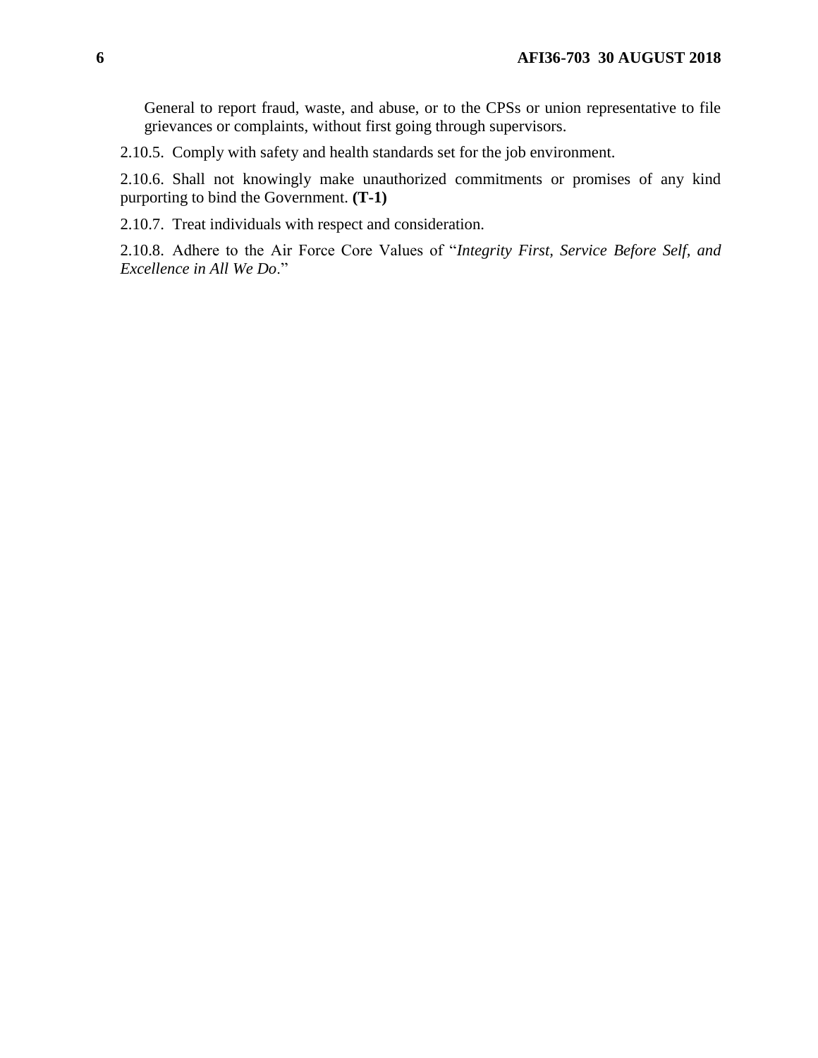General to report fraud, waste, and abuse, or to the CPSs or union representative to file grievances or complaints, without first going through supervisors.

2.10.5. Comply with safety and health standards set for the job environment.

2.10.6. Shall not knowingly make unauthorized commitments or promises of any kind purporting to bind the Government. **(T-1)**

2.10.7. Treat individuals with respect and consideration.

2.10.8. Adhere to the Air Force Core Values of "*Integrity First, Service Before Self, and Excellence in All We Do*."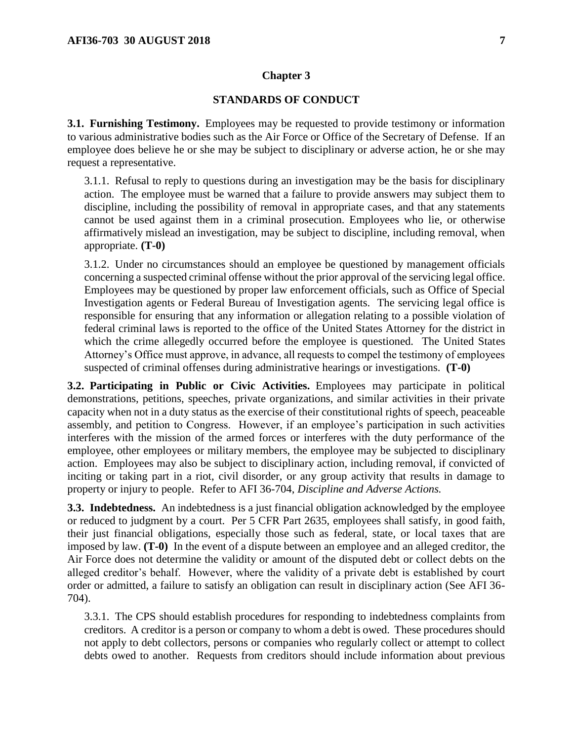# Chapter 3

## STANDARDS OF CONDUCT

**3.1. Furnishing Testimony.** Employees may be requested to provide testimony or information to various administrative bodies such as the Air Force or Office of the Secretary of Defense. If an employee does believe he or she may be subject to disciplinary or adverse action, he or she may request a representative.

3.1.1. Refusal to reply to questions during an investigation may be the basis for disciplinary action. The employee must be warned that a failure to provide answers may subject them to discipline, including the possibility of removal in appropriate cases, and that any statements cannot be used against them in a criminal prosecution. Employees who lie, or otherwise affirmatively mislead an investigation, may be subject to discipline, including removal, when appropriate. **(T-0)**

3.1.2. Under no circumstances should an employee be questioned by management officials concerning a suspected criminal offense without the prior approval of the servicing legal office. Employees may be questioned by proper law enforcement officials, such as Office of Special Investigation agents or Federal Bureau of Investigation agents. The servicing legal office is responsible for ensuring that any information or allegation relating to a possible violation of federal criminal laws is reported to the office of the United States Attorney for the district in which the crime allegedly occurred before the employee is questioned. The United States Attorney's Office must approve, in advance, all requests to compel the testimony of employees suspected of criminal offenses during administrative hearings or investigations. **(T-0)**

**3.2. Participating in Public or Civic Activities.** Employees may participate in political demonstrations, petitions, speeches, private organizations, and similar activities in their private capacity when not in a duty status as the exercise of their constitutional rights of speech, peaceable assembly, and petition to Congress. However, if an employee's participation in such activities interferes with the mission of the armed forces or interferes with the duty performance of the employee, other employees or military members, the employee may be subjected to disciplinary action. Employees may also be subject to disciplinary action, including removal, if convicted of inciting or taking part in a riot, civil disorder, or any group activity that results in damage to property or injury to people. Refer to AFI 36-704, *Discipline and Adverse Actions.*

**3.3. Indebtedness.** An indebtedness is a just financial obligation acknowledged by the employee or reduced to judgment by a court. Per 5 CFR Part 2635, employees shall satisfy, in good faith, their just financial obligations, especially those such as federal, state, or local taxes that are imposed by law. **(T-0)** In the event of a dispute between an employee and an alleged creditor, the Air Force does not determine the validity or amount of the disputed debt or collect debts on the alleged creditor's behalf. However, where the validity of a private debt is established by court order or admitted, a failure to satisfy an obligation can result in disciplinary action (See AFI 36-704).

3.3.1. The CPS should establish procedures for responding to indebtedness complaints from creditors. A creditor is a person or company to whom a debt is owed. These procedures should not apply to debt collectors, persons or companies who regularly collect or attempt to collect debts owed to another. Requests from creditors should include information about previous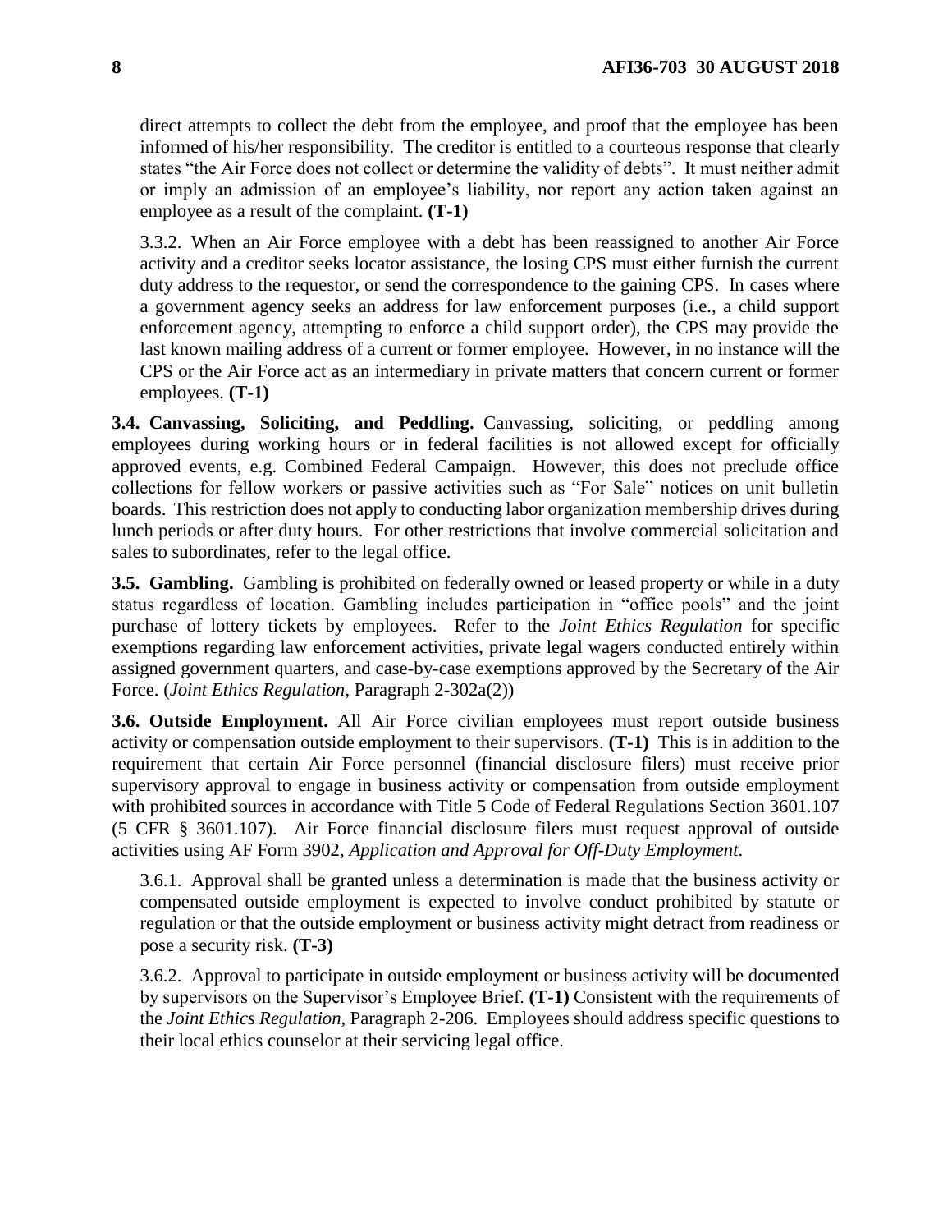direct attempts to collect the debt from the employee, and proof that the employee has been informed of his/her responsibility. The creditor is entitled to a courteous response that clearly states "the Air Force does not collect or determine the validity of debts". It must neither admit or imply an admission of an employee's liability, nor report any action taken against an employee as a result of the complaint. **(T-1)**

3.3.2. When an Air Force employee with a debt has been reassigned to another Air Force activity and a creditor seeks locator assistance, the losing CPS must either furnish the current duty address to the requestor, or send the correspondence to the gaining CPS. In cases where a government agency seeks an address for law enforcement purposes (i.e., a child support enforcement agency, attempting to enforce a child support order), the CPS may provide the last known mailing address of a current or former employee. However, in no instance will the CPS or the Air Force act as an intermediary in private matters that concern current or former employees. **(T-1)**

**3.4. Canvassing, Soliciting, and Peddling.** Canvassing, soliciting, or peddling among employees during working hours or in federal facilities is not allowed except for officially approved events, e.g. Combined Federal Campaign. However, this does not preclude office collections for fellow workers or passive activities such as "For Sale" notices on unit bulletin boards. This restriction does not apply to conducting labor organization membership drives during lunch periods or after duty hours. For other restrictions that involve commercial solicitation and sales to subordinates, refer to the legal office.

**3.5. Gambling.** Gambling is prohibited on federally owned or leased property or while in a duty status regardless of location. Gambling includes participation in "office pools" and the joint purchase of lottery tickets by employees. Refer to the *Joint Ethics Regulation* for specific exemptions regarding law enforcement activities, private legal wagers conducted entirely within assigned government quarters, and case-by-case exemptions approved by the Secretary of the Air Force. (*Joint Ethics Regulation*, Paragraph 2-302a(2))

**3.6. Outside Employment.** All Air Force civilian employees must report outside business activity or compensation outside employment to their supervisors. **(T-1)** This is in addition to the requirement that certain Air Force personnel (financial disclosure filers) must receive prior supervisory approval to engage in business activity or compensation from outside employment with prohibited sources in accordance with Title 5 Code of Federal Regulations Section 3601.107 (5 CFR § 3601.107). Air Force financial disclosure filers must request approval of outside activities using AF Form 3902, *Application and Approval for Off-Duty Employment.*

3.6.1. Approval shall be granted unless a determination is made that the business activity or compensated outside employment is expected to involve conduct prohibited by statute or regulation or that the outside employment or business activity might detract from readiness or pose a security risk. **(T-3)**

3.6.2. Approval to participate in outside employment or business activity will be documented by supervisors on the Supervisor's Employee Brief. **(T-1)** Consistent with the requirements of the *Joint Ethics Regulation*, Paragraph 2-206. Employees should address specific questions to their local ethics counselor at their servicing legal office.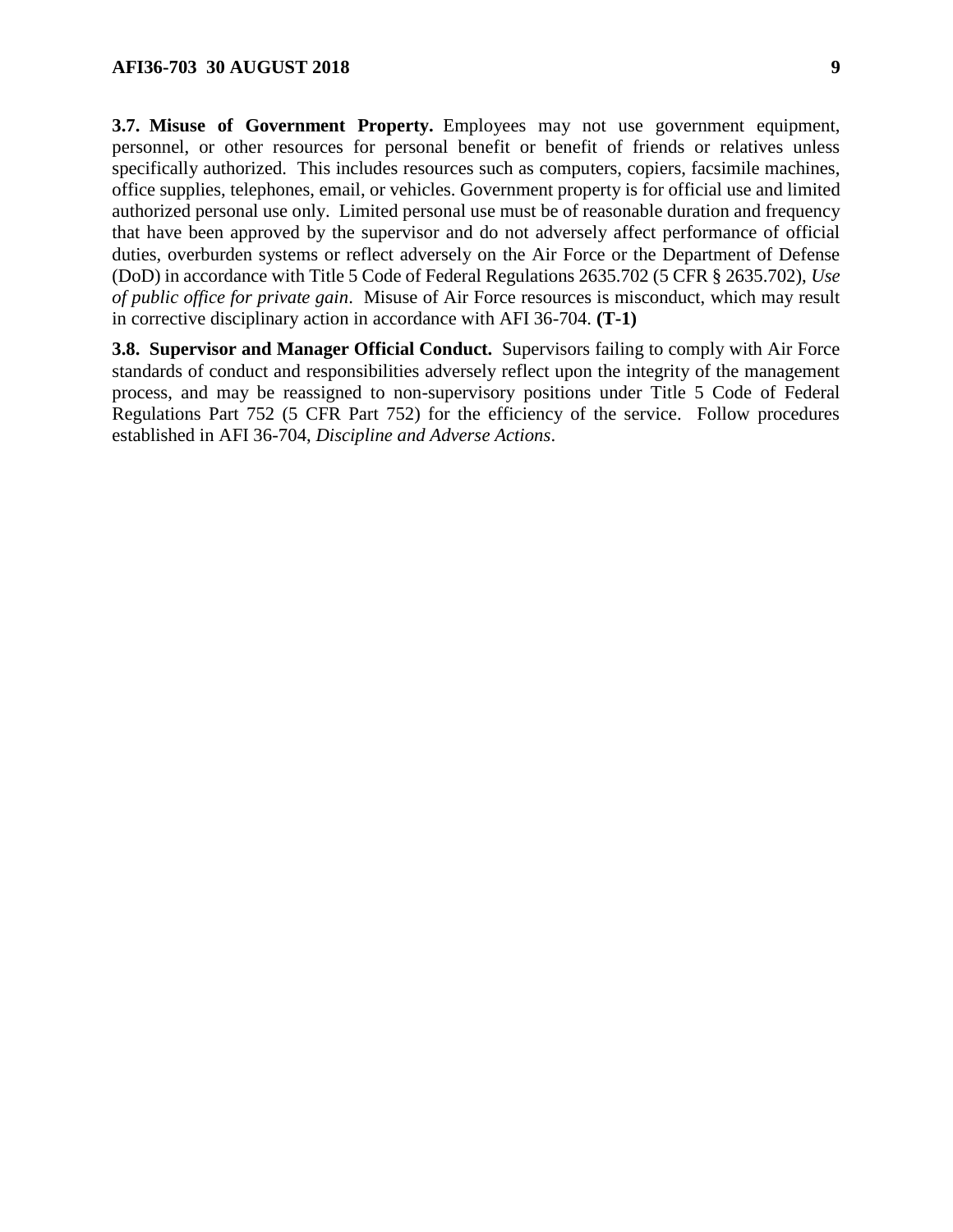**3.7. Misuse of Government Property.** Employees may not use government equipment, personnel, or other resources for personal benefit or benefit of friends or relatives unless specifically authorized. This includes resources such as computers, copiers, facsimile machines, office supplies, telephones, email, or vehicles. Government property is for official use and limited authorized personal use only. Limited personal use must be of reasonable duration and frequency that have been approved by the supervisor and do not adversely affect performance of official duties, overburden systems or reflect adversely on the Air Force or the Department of Defense (DoD) in accordance with Title 5 Code of Federal Regulations 2635.702 (5 CFR § 2635.702), *Use of public office for private gain*. Misuse of Air Force resources is misconduct, which may result in corrective disciplinary action in accordance with AFI 36-704. **(T-1)**

**3.8. Supervisor and Manager Official Conduct.** Supervisors failing to comply with Air Force standards of conduct and responsibilities adversely reflect upon the integrity of the management process, and may be reassigned to non-supervisory positions under Title 5 Code of Federal Regulations Part 752 (5 CFR Part 752) for the efficiency of the service. Follow procedures established in AFI 36-704, *Discipline and Adverse Actions*.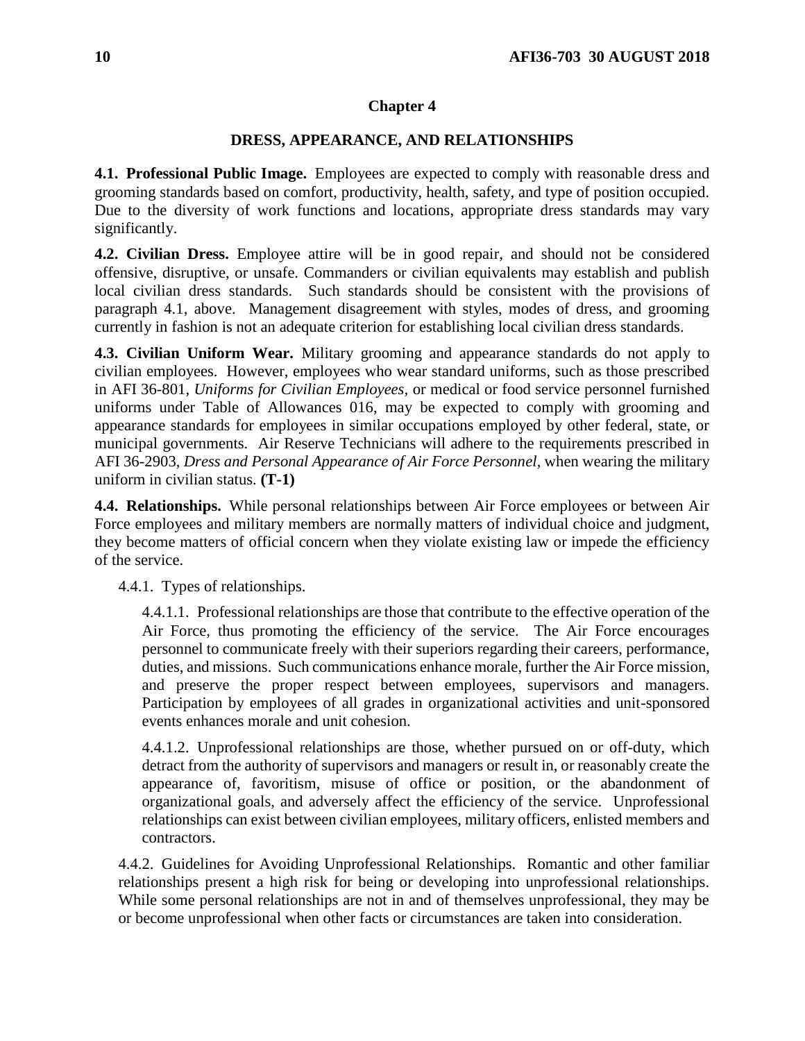## Chapter 4

## DRESS, APPEARANCE, AND RELATIONSHIPS

**4.1. Professional Public Image.** Employees are expected to comply with reasonable dress and grooming standards based on comfort, productivity, health, safety, and type of position occupied. Due to the diversity of work functions and locations, appropriate dress standards may vary significantly.

**4.2. Civilian Dress.** Employee attire will be in good repair, and should not be considered offensive, disruptive, or unsafe. Commanders or civilian equivalents may establish and publish local civilian dress standards. Such standards should be consistent with the provisions of paragraph 4.1, above. Management disagreement with styles, modes of dress, and grooming currently in fashion is not an adequate criterion for establishing local civilian dress standards.

**4.3. Civilian Uniform Wear.** Military grooming and appearance standards do not apply to civilian employees. However, employees who wear standard uniforms, such as those prescribed in AFI 36-801, *Uniforms for Civilian Employees*, or medical or food service personnel furnished uniforms under Table of Allowances 016, may be expected to comply with grooming and appearance standards for employees in similar occupations employed by other federal, state, or municipal governments. Air Reserve Technicians will adhere to the requirements prescribed in AFI 36-2903, *Dress and Personal Appearance of Air Force Personnel*, when wearing the military uniform in civilian status. **(T-1)**

**4.4. Relationships.** While personal relationships between Air Force employees or between Air Force employees and military members are normally matters of individual choice and judgment, they become matters of official concern when they violate existing law or impede the efficiency of the service.

4.4.1. Types of relationships.

4.4.1.1. Professional relationships are those that contribute to the effective operation of the Air Force, thus promoting the efficiency of the service. The Air Force encourages personnel to communicate freely with their superiors regarding their careers, performance, duties, and missions. Such communications enhance morale, further the Air Force mission, and preserve the proper respect between employees, supervisors and managers. Participation by employees of all grades in organizational activities and unit-sponsored events enhances morale and unit cohesion.

4.4.1.2. Unprofessional relationships are those, whether pursued on or off-duty, which detract from the authority of supervisors and managers or result in, or reasonably create the appearance of, favoritism, misuse of office or position, or the abandonment of organizational goals, and adversely affect the efficiency of the service. Unprofessional relationships can exist between civilian employees, military officers, enlisted members and contractors.

4.4.2. Guidelines for Avoiding Unprofessional Relationships. Romantic and other familiar relationships present a high risk for being or developing into unprofessional relationships. While some personal relationships are not in and of themselves unprofessional, they may be or become unprofessional when other facts or circumstances are taken into consideration.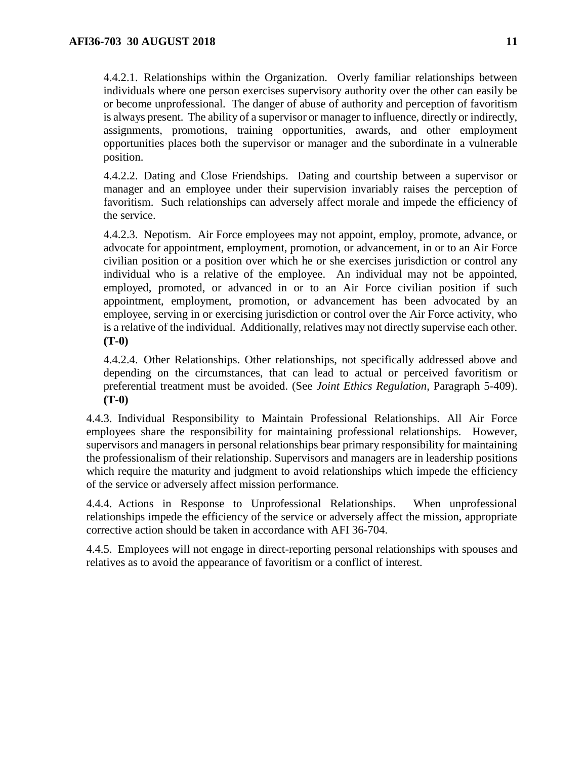4.4.2.1. Relationships within the Organization. Overly familiar relationships between individuals where one person exercises supervisory authority over the other can easily be or become unprofessional. The danger of abuse of authority and perception of favoritism is always present. The ability of a supervisor or manager to influence, directly or indirectly, assignments, promotions, training opportunities, awards, and other employment opportunities places both the supervisor or manager and the subordinate in a vulnerable position.

4.4.2.2. Dating and Close Friendships. Dating and courtship between a supervisor or manager and an employee under their supervision invariably raises the perception of favoritism. Such relationships can adversely affect morale and impede the efficiency of the service.

4.4.2.3. Nepotism. Air Force employees may not appoint, employ, promote, advance, or advocate for appointment, employment, promotion, or advancement, in or to an Air Force civilian position or a position over which he or she exercises jurisdiction or control any individual who is a relative of the employee. An individual may not be appointed, employed, promoted, or advanced in or to an Air Force civilian position if such appointment, employment, promotion, or advancement has been advocated by an employee, serving in or exercising jurisdiction or control over the Air Force activity, who is a relative of the individual. Additionally, relatives may not directly supervise each other. **(T-0)**

4.4.2.4. Other Relationships. Other relationships, not specifically addressed above and depending on the circumstances, that can lead to actual or perceived favoritism or preferential treatment must be avoided. (See *Joint Ethics Regulation*, Paragraph 5-409). **(T-0)**

4.4.3. Individual Responsibility to Maintain Professional Relationships. All Air Force employees share the responsibility for maintaining professional relationships. However, supervisors and managers in personal relationships bear primary responsibility for maintaining the professionalism of their relationship. Supervisors and managers are in leadership positions which require the maturity and judgment to avoid relationships which impede the efficiency of the service or adversely affect mission performance.

4.4.4. Actions in Response to Unprofessional Relationships. When unprofessional relationships impede the efficiency of the service or adversely affect the mission, appropriate corrective action should be taken in accordance with AFI 36-704.

4.4.5. Employees will not engage in direct-reporting personal relationships with spouses and relatives as to avoid the appearance of favoritism or a conflict of interest.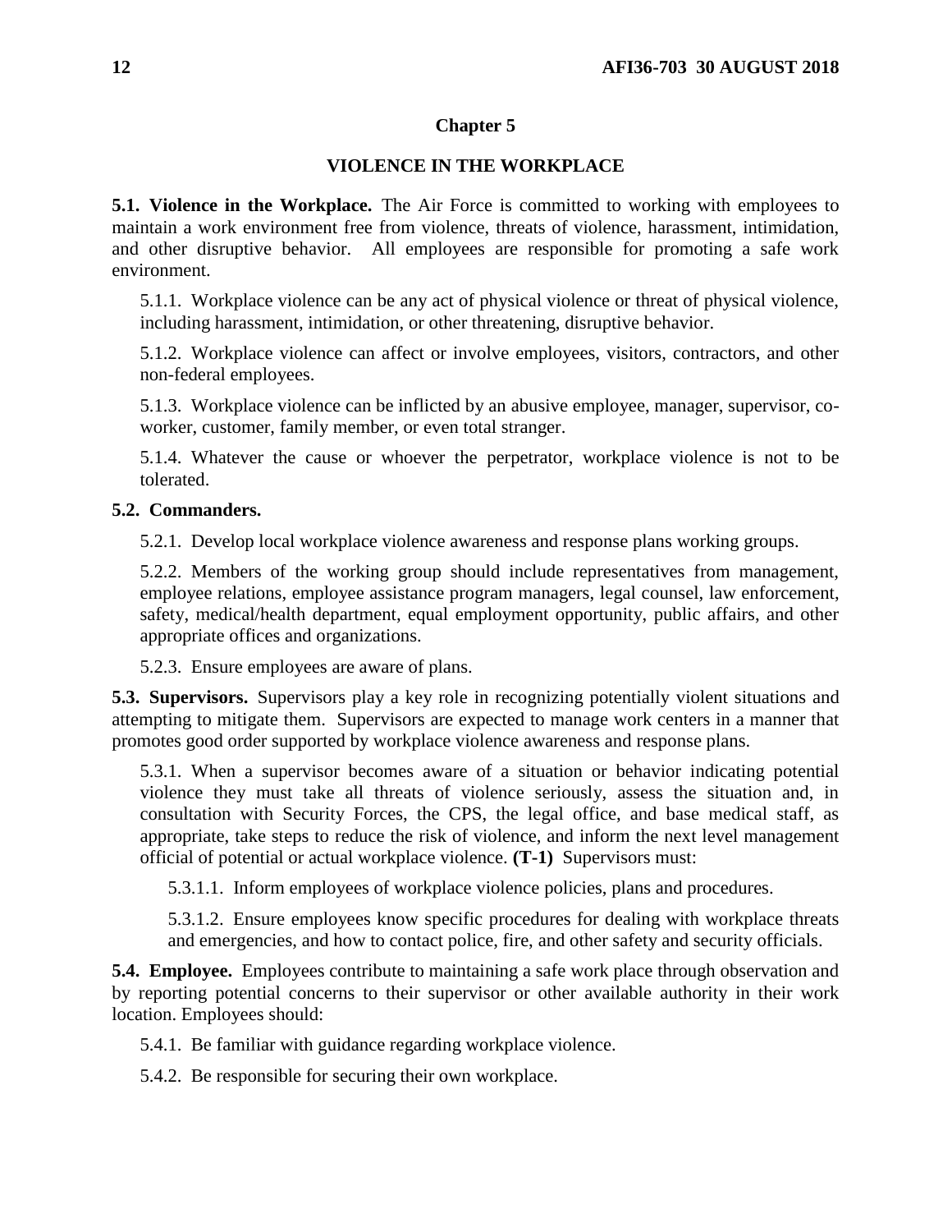## Chapter 5

## VIOLENCE IN THE WORKPLACE

**5.1. Violence in the Workplace.** The Air Force is committed to working with employees to maintain a work environment free from violence, threats of violence, harassment, intimidation, and other disruptive behavior. All employees are responsible for promoting a safe work environment.

5.1.1. Workplace violence can be any act of physical violence or threat of physical violence, including harassment, intimidation, or other threatening, disruptive behavior.

5.1.2. Workplace violence can affect or involve employees, visitors, contractors, and other non-federal employees.

5.1.3. Workplace violence can be inflicted by an abusive employee, manager, supervisor, co-worker, customer, family member, or even total stranger.

5.1.4. Whatever the cause or whoever the perpetrator, workplace violence is not to be tolerated.

**5.2. Commanders.**

5.2.1. Develop local workplace violence awareness and response plans working groups.

5.2.2. Members of the working group should include representatives from management, employee relations, employee assistance program managers, legal counsel, law enforcement, safety, medical/health department, equal employment opportunity, public affairs, and other appropriate offices and organizations.

5.2.3. Ensure employees are aware of plans.

**5.3. Supervisors.** Supervisors play a key role in recognizing potentially violent situations and attempting to mitigate them. Supervisors are expected to manage work centers in a manner that promotes good order supported by workplace violence awareness and response plans.

5.3.1. When a supervisor becomes aware of a situation or behavior indicating potential violence they must take all threats of violence seriously, assess the situation and, in consultation with Security Forces, the CPS, the legal office, and base medical staff, as appropriate, take steps to reduce the risk of violence, and inform the next level management official of potential or actual workplace violence. **(T-1)** Supervisors must:

5.3.1.1. Inform employees of workplace violence policies, plans and procedures.

5.3.1.2. Ensure employees know specific procedures for dealing with workplace threats and emergencies, and how to contact police, fire, and other safety and security officials.

**5.4. Employee.** Employees contribute to maintaining a safe work place through observation and by reporting potential concerns to their supervisor or other available authority in their work location. Employees should:

5.4.1. Be familiar with guidance regarding workplace violence.

5.4.2. Be responsible for securing their own workplace.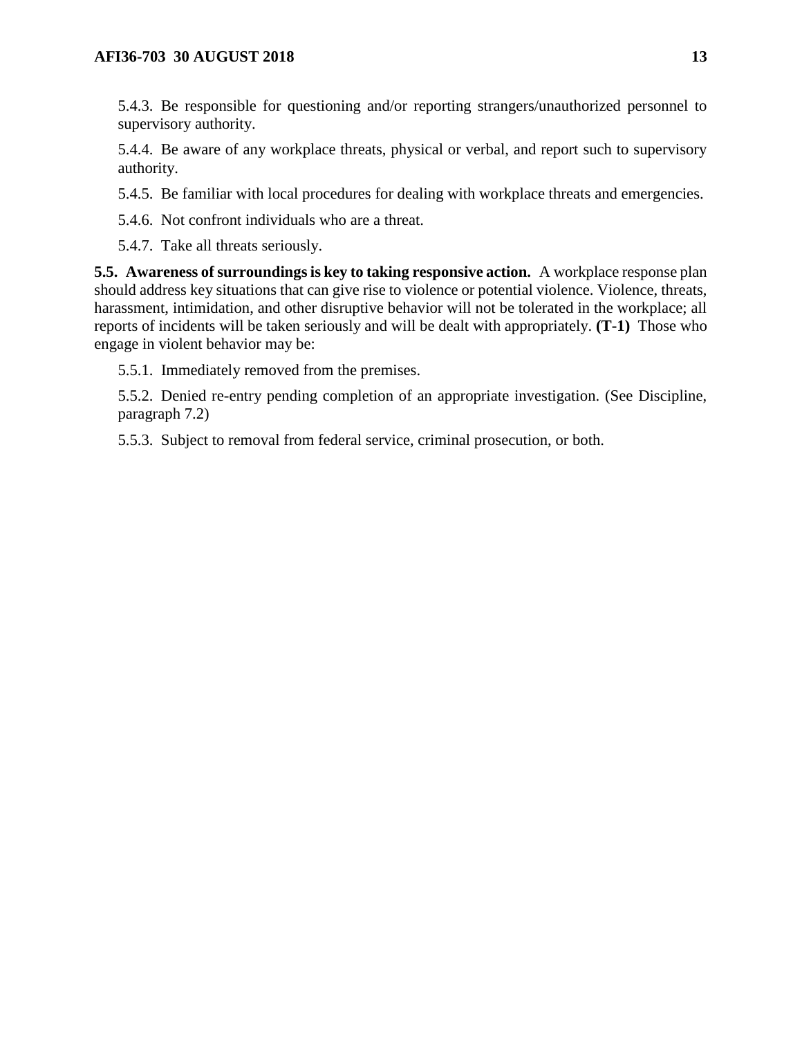5.4.3. Be responsible for questioning and/or reporting strangers/unauthorized personnel to supervisory authority.

5.4.4. Be aware of any workplace threats, physical or verbal, and report such to supervisory authority.

5.4.5. Be familiar with local procedures for dealing with workplace threats and emergencies.

5.4.6. Not confront individuals who are a threat.

5.4.7. Take all threats seriously.

**5.5. Awareness of surroundings is key to taking responsive action.** A workplace response plan should address key situations that can give rise to violence or potential violence. Violence, threats, harassment, intimidation, and other disruptive behavior will not be tolerated in the workplace; all reports of incidents will be taken seriously and will be dealt with appropriately. **(T-1)** Those who engage in violent behavior may be:

5.5.1. Immediately removed from the premises.

5.5.2. Denied re-entry pending completion of an appropriate investigation. (See Discipline, paragraph 7.2)

5.5.3. Subject to removal from federal service, criminal prosecution, or both.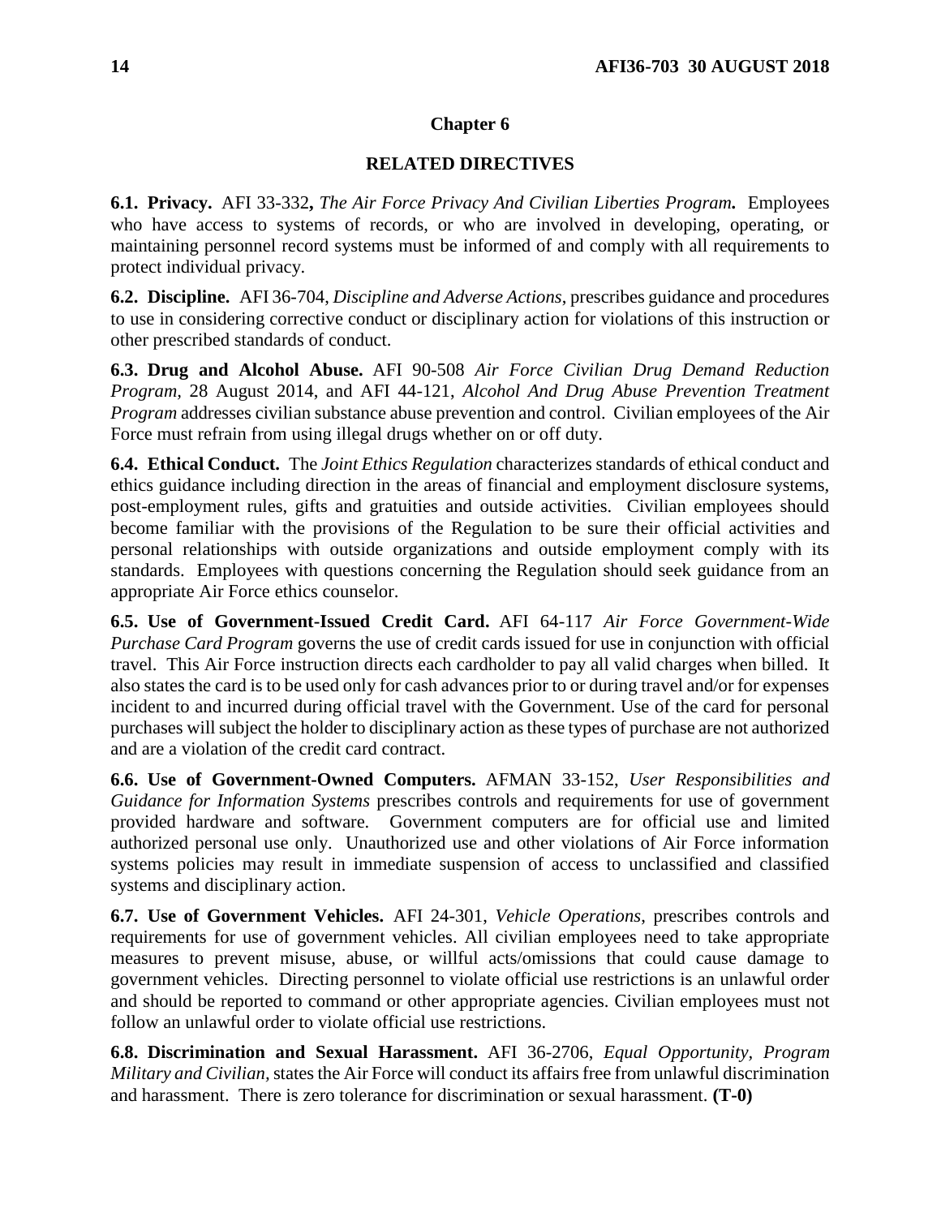# Chapter 6

## RELATED DIRECTIVES

**6.1. Privacy.** AFI 33-332**,** ***The Air Force Privacy And Civilian Liberties Program.*** Employees who have access to systems of records, or who are involved in developing, operating, or maintaining personnel record systems must be informed of and comply with all requirements to protect individual privacy.

**6.2. Discipline.** AFI 36-704, *Discipline and Adverse Actions*, prescribes guidance and procedures to use in considering corrective conduct or disciplinary action for violations of this instruction or other prescribed standards of conduct.

**6.3. Drug and Alcohol Abuse.** AFI 90-508 *Air Force Civilian Drug Demand Reduction Program*, 28 August 2014, and AFI 44-121, *Alcohol And Drug Abuse Prevention Treatment Program* addresses civilian substance abuse prevention and control. Civilian employees of the Air Force must refrain from using illegal drugs whether on or off duty.

**6.4. Ethical Conduct.** The *Joint Ethics Regulation* characterizes standards of ethical conduct and ethics guidance including direction in the areas of financial and employment disclosure systems, post-employment rules, gifts and gratuities and outside activities. Civilian employees should become familiar with the provisions of the Regulation to be sure their official activities and personal relationships with outside organizations and outside employment comply with its standards. Employees with questions concerning the Regulation should seek guidance from an appropriate Air Force ethics counselor.

**6.5. Use of Government-Issued Credit Card.** AFI 64-117 *Air Force Government-Wide Purchase Card Program* governs the use of credit cards issued for use in conjunction with official travel. This Air Force instruction directs each cardholder to pay all valid charges when billed. It also states the card is to be used only for cash advances prior to or during travel and/or for expenses incident to and incurred during official travel with the Government. Use of the card for personal purchases will subject the holder to disciplinary action as these types of purchase are not authorized and are a violation of the credit card contract.

**6.6. Use of Government-Owned Computers.** AFMAN 33-152, *User Responsibilities and Guidance for Information Systems* prescribes controls and requirements for use of government provided hardware and software. Government computers are for official use and limited authorized personal use only. Unauthorized use and other violations of Air Force information systems policies may result in immediate suspension of access to unclassified and classified systems and disciplinary action.

**6.7. Use of Government Vehicles.** AFI 24-301, *Vehicle Operations*, prescribes controls and requirements for use of government vehicles. All civilian employees need to take appropriate measures to prevent misuse, abuse, or willful acts/omissions that could cause damage to government vehicles. Directing personnel to violate official use restrictions is an unlawful order and should be reported to command or other appropriate agencies. Civilian employees must not follow an unlawful order to violate official use restrictions.

**6.8. Discrimination and Sexual Harassment.** AFI 36-2706, *Equal Opportunity, Program Military and Civilian*, states the Air Force will conduct its affairs free from unlawful discrimination and harassment. There is zero tolerance for discrimination or sexual harassment. **(T-0)**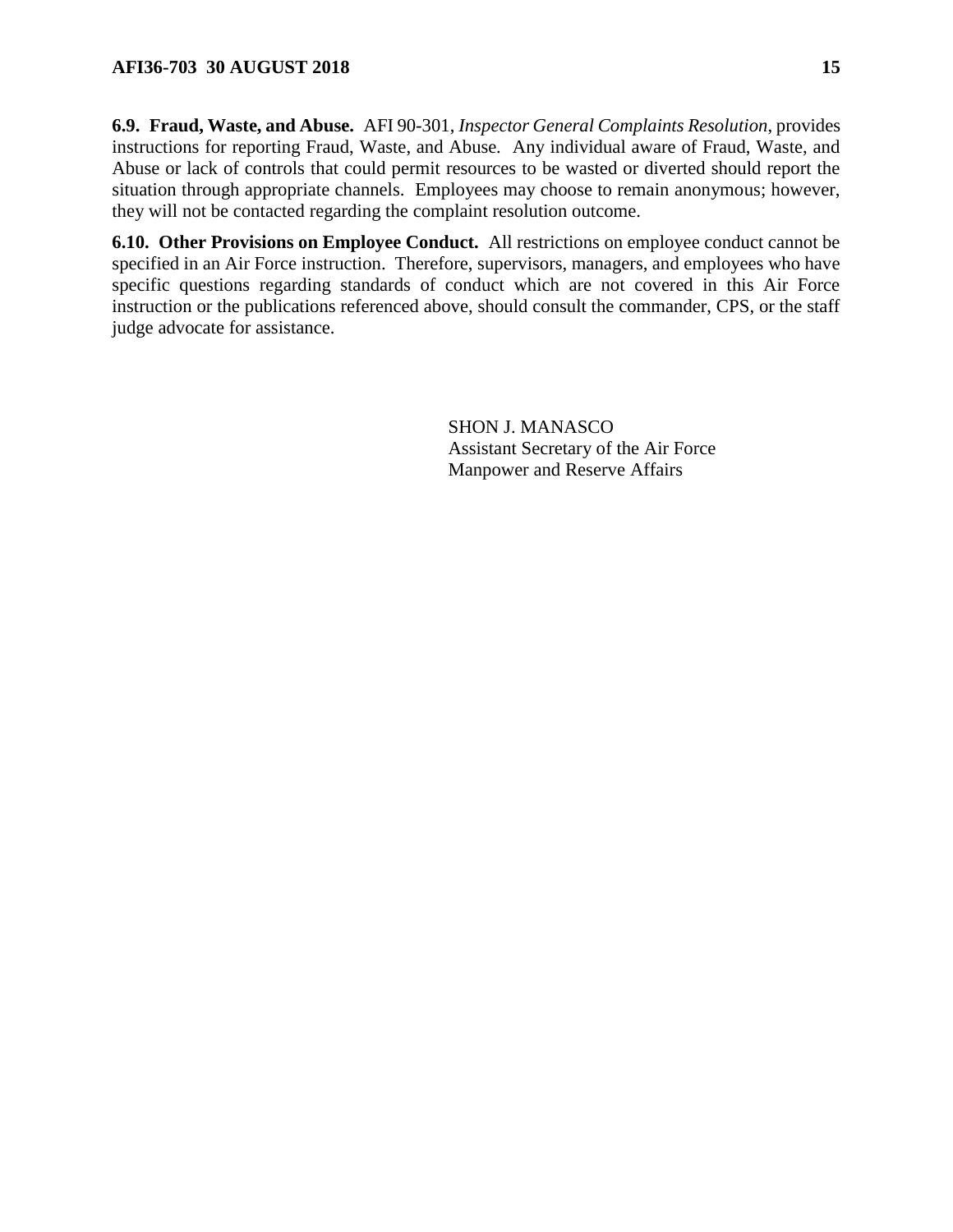**6.9. Fraud, Waste, and Abuse.** AFI 90-301, *Inspector General Complaints Resolution*, provides instructions for reporting Fraud, Waste, and Abuse. Any individual aware of Fraud, Waste, and Abuse or lack of controls that could permit resources to be wasted or diverted should report the situation through appropriate channels. Employees may choose to remain anonymous; however, they will not be contacted regarding the complaint resolution outcome.

**6.10. Other Provisions on Employee Conduct.** All restrictions on employee conduct cannot be specified in an Air Force instruction. Therefore, supervisors, managers, and employees who have specific questions regarding standards of conduct which are not covered in this Air Force instruction or the publications referenced above, should consult the commander, CPS, or the staff judge advocate for assistance.

SHON J. MANASCO
Assistant Secretary of the Air Force
Manpower and Reserve Affairs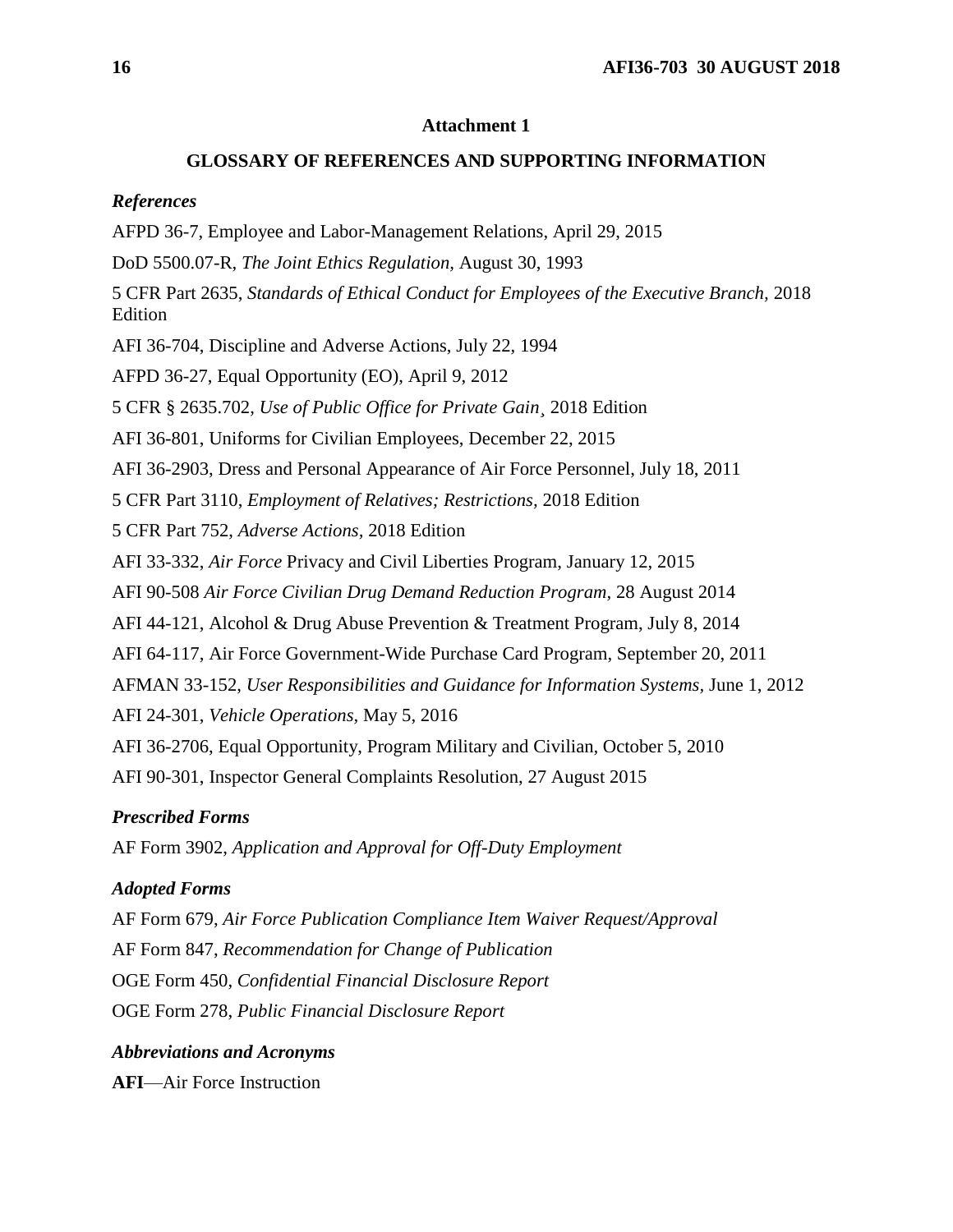## Attachment 1

## GLOSSARY OF REFERENCES AND SUPPORTING INFORMATION

### *References*

AFPD 36-7, Employee and Labor-Management Relations, April 29, 2015

DoD 5500.07-R, *The Joint Ethics Regulation,* August 30, 1993

5 CFR Part 2635, *Standards of Ethical Conduct for Employees of the Executive Branch,* 2018 Edition

AFI 36-704, Discipline and Adverse Actions, July 22, 1994

AFPD 36-27, Equal Opportunity (EO), April 9, 2012

5 CFR § 2635.702, *Use of Public Office for Private Gain¸* 2018 Edition

AFI 36-801, Uniforms for Civilian Employees, December 22, 2015

AFI 36-2903, Dress and Personal Appearance of Air Force Personnel, July 18, 2011

5 CFR Part 3110, *Employment of Relatives; Restrictions,* 2018 Edition

5 CFR Part 752, *Adverse Actions,* 2018 Edition

AFI 33-332, *Air Force* Privacy and Civil Liberties Program, January 12, 2015

AFI 90-508 *Air Force Civilian Drug Demand Reduction Program,* 28 August 2014

AFI 44-121, Alcohol & Drug Abuse Prevention & Treatment Program, July 8, 2014

AFI 64-117, Air Force Government-Wide Purchase Card Program, September 20, 2011

AFMAN 33-152, *User Responsibilities and Guidance for Information Systems,* June 1, 2012

AFI 24-301, *Vehicle Operations,* May 5, 2016

AFI 36-2706, Equal Opportunity, Program Military and Civilian, October 5, 2010

AFI 90-301, Inspector General Complaints Resolution, 27 August 2015

### *Prescribed Forms*

AF Form 3902, *Application and Approval for Off-Duty Employment*

### *Adopted Forms*

AF Form 679, *Air Force Publication Compliance Item Waiver Request/Approval*

AF Form 847, *Recommendation for Change of Publication*

OGE Form 450, *Confidential Financial Disclosure Report*

OGE Form 278, *Public Financial Disclosure Report*

### *Abbreviations and Acronyms*

**AFI**—Air Force Instruction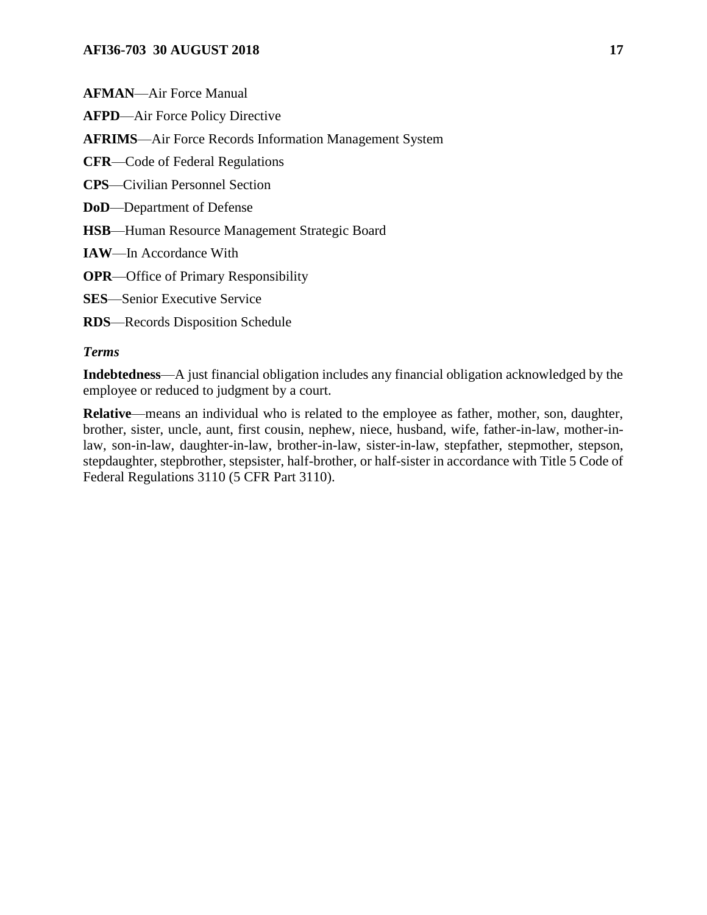**AFMAN**—Air Force Manual

**AFPD**—Air Force Policy Directive

**AFRIMS**—Air Force Records Information Management System

**CFR**—Code of Federal Regulations

**CPS**—Civilian Personnel Section

**DoD**—Department of Defense

**HSB**—Human Resource Management Strategic Board

**IAW**—In Accordance With

**OPR**—Office of Primary Responsibility

**SES**—Senior Executive Service

**RDS**—Records Disposition Schedule

***Terms***

**Indebtedness**—A just financial obligation includes any financial obligation acknowledged by the employee or reduced to judgment by a court.

**Relative**—means an individual who is related to the employee as father, mother, son, daughter, brother, sister, uncle, aunt, first cousin, nephew, niece, husband, wife, father-in-law, mother-in-law, son-in-law, daughter-in-law, brother-in-law, sister-in-law, stepfather, stepmother, stepson, stepdaughter, stepbrother, stepsister, half-brother, or half-sister in accordance with Title 5 Code of Federal Regulations 3110 (5 CFR Part 3110).